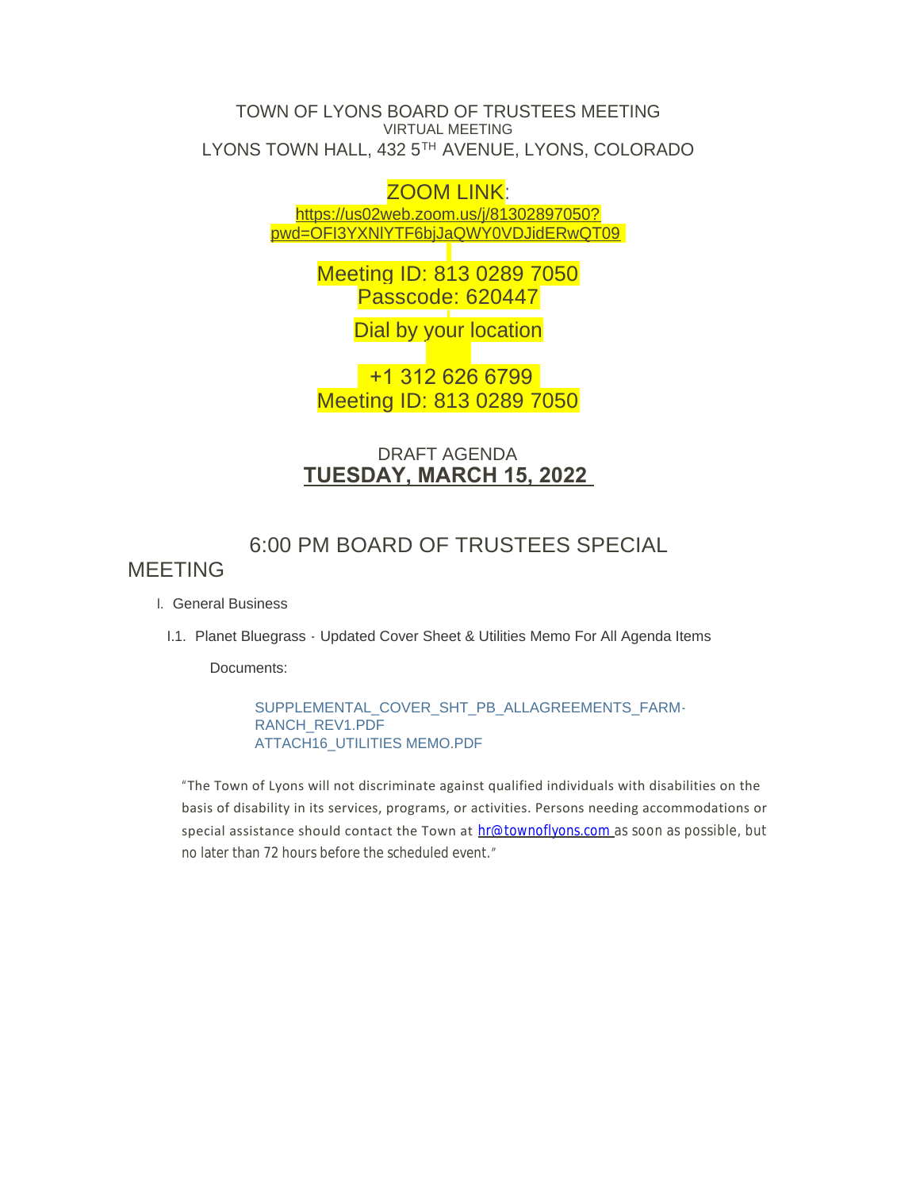# TOWN OF LYONS BOARD OF TRUSTEES MEETING

VIRTUAL MEETING

LYONS TOWN HALL, 432 5TH AVENUE, LYONS, COLORADO

ZOOM LINK:

https://us02web.zoom.us/j/81302897050?pwd=OFI3YXNlYTF6bjJaQWY0VDJidERwQT09

Meeting ID: 813 0289 7050

Passcode: 620447

Dial by your location

+1 312 626 6799

Meeting ID: 813 0289 7050

## DRAFT AGENDA

**TUESDAY, MARCH 15, 2022**

## 6:00 PM BOARD OF TRUSTEES SPECIAL MEETING

I. General Business

I.1. Planet Bluegrass - Updated Cover Sheet & Utilities Memo For All Agenda Items

Documents:

SUPPLEMENTAL_COVER_SHT_PB_ALLAGREEMENTS_FARM-RANCH_REV1.PDF
ATTACH16_UTILITIES MEMO.PDF

"The Town of Lyons will not discriminate against qualified individuals with disabilities on the basis of disability in its services, programs, or activities. Persons needing accommodations or special assistance should contact the Town at hr@townoflyons.com as soon as possible, but no later than 72 hours before the scheduled event."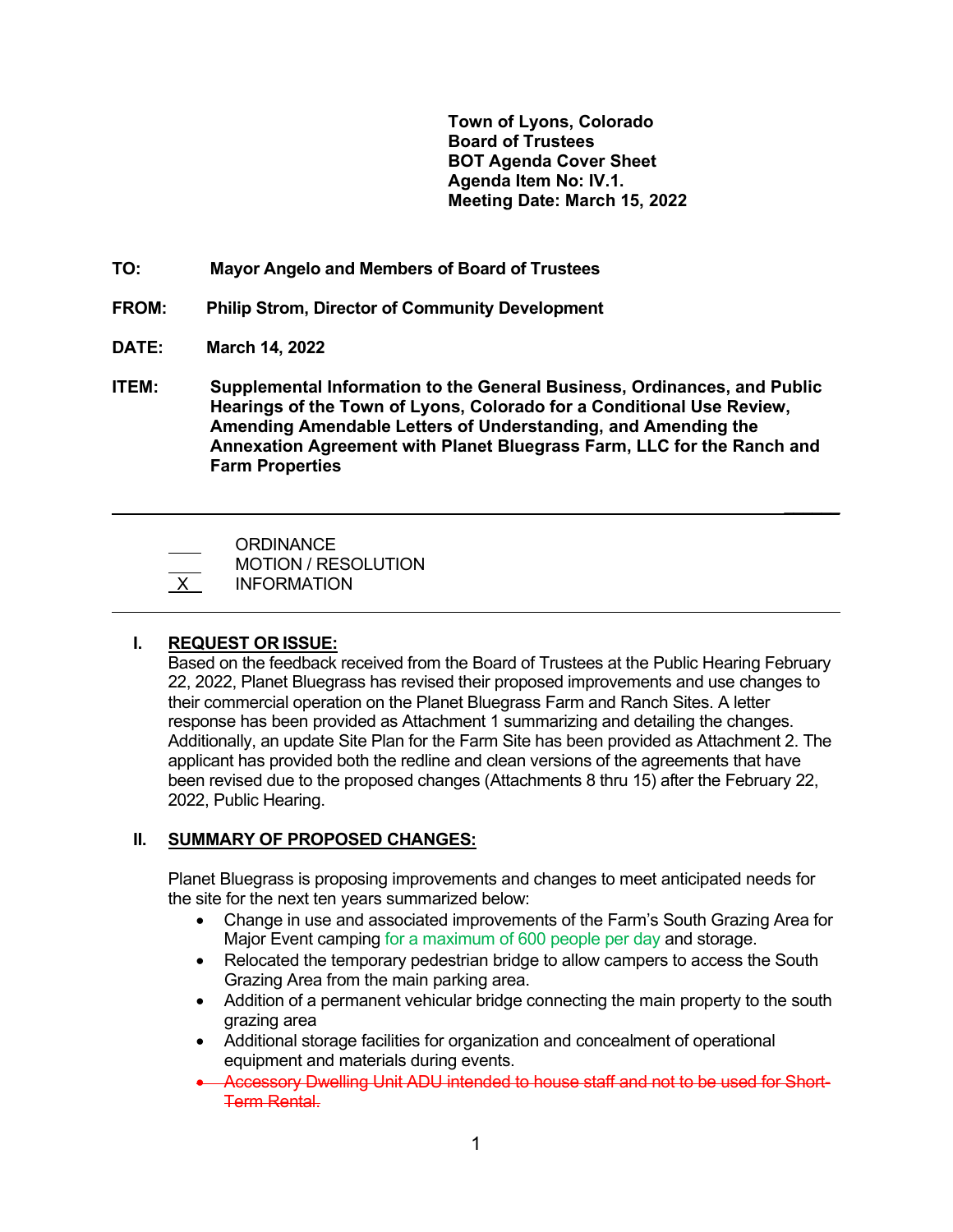**Town of Lyons, Colorado**
**Board of Trustees**
**BOT Agenda Cover Sheet**
**Agenda Item No: IV.1.**
**Meeting Date: March 15, 2022**

**TO:** **Mayor Angelo and Members of Board of Trustees**

**FROM:** **Philip Strom, Director of Community Development**

**DATE:** **March 14, 2022**

**ITEM:** **Supplemental Information to the General Business, Ordinances, and Public Hearings of the Town of Lyons, Colorado for a Conditional Use Review, Amending Amendable Letters of Understanding, and Amending the Annexation Agreement with Planet Bluegrass Farm, LLC for the Ranch and Farm Properties**

---

____ ORDINANCE
____ MOTION / RESOLUTION
\_X\_ INFORMATION

---

## I. REQUEST OR ISSUE:

Based on the feedback received from the Board of Trustees at the Public Hearing February 22, 2022, Planet Bluegrass has revised their proposed improvements and use changes to their commercial operation on the Planet Bluegrass Farm and Ranch Sites. A letter response has been provided as Attachment 1 summarizing and detailing the changes. Additionally, an update Site Plan for the Farm Site has been provided as Attachment 2. The applicant has provided both the redline and clean versions of the agreements that have been revised due to the proposed changes (Attachments 8 thru 15) after the February 22, 2022, Public Hearing.

## II. SUMMARY OF PROPOSED CHANGES:

Planet Bluegrass is proposing improvements and changes to meet anticipated needs for the site for the next ten years summarized below:

- Change in use and associated improvements of the Farm's South Grazing Area for Major Event camping for a maximum of 600 people per day and storage.
- Relocated the temporary pedestrian bridge to allow campers to access the South Grazing Area from the main parking area.
- Addition of a permanent vehicular bridge connecting the main property to the south grazing area
- Additional storage facilities for organization and concealment of operational equipment and materials during events.
- ~~Accessory Dwelling Unit ADU intended to house staff and not to be used for Short-Term Rental.~~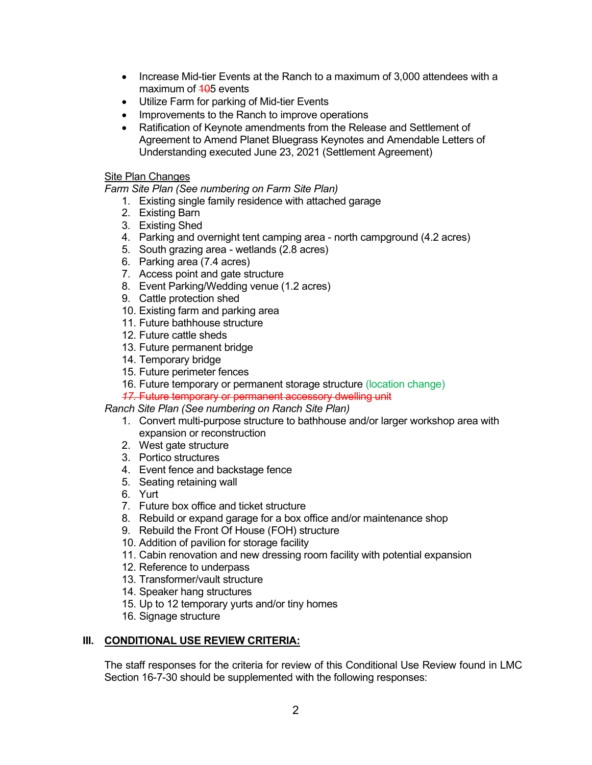- Increase Mid-tier Events at the Ranch to a maximum of 3,000 attendees with a maximum of ~~10~~5 events
- Utilize Farm for parking of Mid-tier Events
- Improvements to the Ranch to improve operations
- Ratification of Keynote amendments from the Release and Settlement of Agreement to Amend Planet Bluegrass Keynotes and Amendable Letters of Understanding executed June 23, 2021 (Settlement Agreement)

<u>Site Plan Changes</u>

*Farm Site Plan (See numbering on Farm Site Plan)*

1. Existing single family residence with attached garage
2. Existing Barn
3. Existing Shed
4. Parking and overnight tent camping area - north campground (4.2 acres)
5. South grazing area - wetlands (2.8 acres)
6. Parking area (7.4 acres)
7. Access point and gate structure
8. Event Parking/Wedding venue (1.2 acres)
9. Cattle protection shed
10. Existing farm and parking area
11. Future bathhouse structure
12. Future cattle sheds
13. Future permanent bridge
14. Temporary bridge
15. Future perimeter fences
16. Future temporary or permanent storage structure (location change)
17. ~~Future temporary or permanent accessory dwelling unit~~

*Ranch Site Plan (See numbering on Ranch Site Plan)*

1. Convert multi-purpose structure to bathhouse and/or larger workshop area with expansion or reconstruction
2. West gate structure
3. Portico structures
4. Event fence and backstage fence
5. Seating retaining wall
6. Yurt
7. Future box office and ticket structure
8. Rebuild or expand garage for a box office and/or maintenance shop
9. Rebuild the Front Of House (FOH) structure
10. Addition of pavilion for storage facility
11. Cabin renovation and new dressing room facility with potential expansion
12. Reference to underpass
13. Transformer/vault structure
14. Speaker hang structures
15. Up to 12 temporary yurts and/or tiny homes
16. Signage structure

## III. <u>CONDITIONAL USE REVIEW CRITERIA:</u>

The staff responses for the criteria for review of this Conditional Use Review found in LMC Section 16-7-30 should be supplemented with the following responses: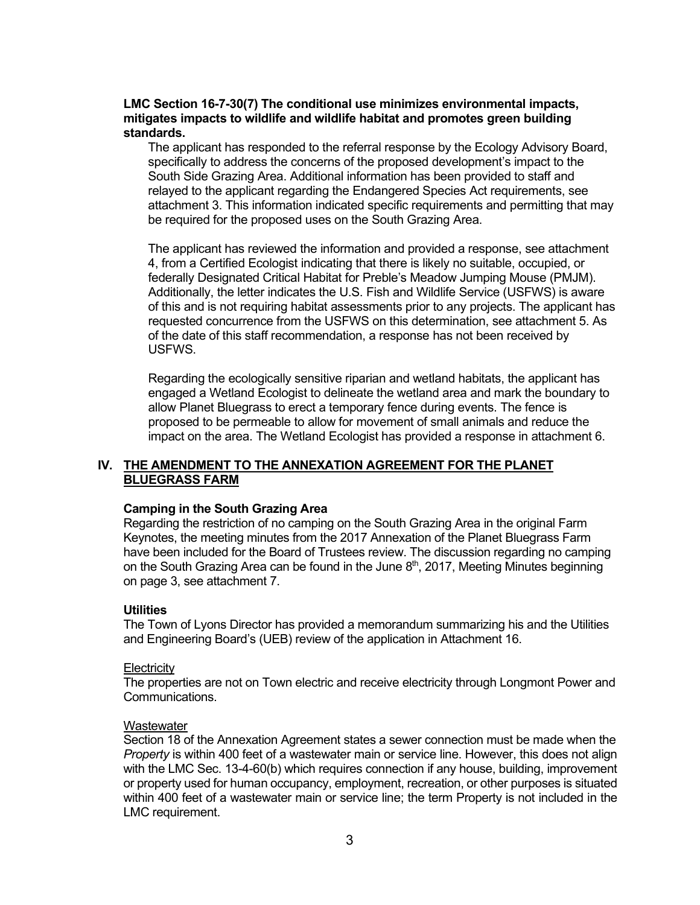**LMC Section 16-7-30(7) The conditional use minimizes environmental impacts, mitigates impacts to wildlife and wildlife habitat and promotes green building standards.**

The applicant has responded to the referral response by the Ecology Advisory Board, specifically to address the concerns of the proposed development's impact to the South Side Grazing Area. Additional information has been provided to staff and relayed to the applicant regarding the Endangered Species Act requirements, see attachment 3. This information indicated specific requirements and permitting that may be required for the proposed uses on the South Grazing Area.

The applicant has reviewed the information and provided a response, see attachment 4, from a Certified Ecologist indicating that there is likely no suitable, occupied, or federally Designated Critical Habitat for Preble's Meadow Jumping Mouse (PMJM). Additionally, the letter indicates the U.S. Fish and Wildlife Service (USFWS) is aware of this and is not requiring habitat assessments prior to any projects. The applicant has requested concurrence from the USFWS on this determination, see attachment 5. As of the date of this staff recommendation, a response has not been received by USFWS.

Regarding the ecologically sensitive riparian and wetland habitats, the applicant has engaged a Wetland Ecologist to delineate the wetland area and mark the boundary to allow Planet Bluegrass to erect a temporary fence during events. The fence is proposed to be permeable to allow for movement of small animals and reduce the impact on the area. The Wetland Ecologist has provided a response in attachment 6.

## IV. THE AMENDMENT TO THE ANNEXATION AGREEMENT FOR THE PLANET BLUEGRASS FARM

### Camping in the South Grazing Area

Regarding the restriction of no camping on the South Grazing Area in the original Farm Keynotes, the meeting minutes from the 2017 Annexation of the Planet Bluegrass Farm have been included for the Board of Trustees review. The discussion regarding no camping on the South Grazing Area can be found in the June 8th, 2017, Meeting Minutes beginning on page 3, see attachment 7.

### Utilities

The Town of Lyons Director has provided a memorandum summarizing his and the Utilities and Engineering Board's (UEB) review of the application in Attachment 16.

Electricity

The properties are not on Town electric and receive electricity through Longmont Power and Communications.

Wastewater

Section 18 of the Annexation Agreement states a sewer connection must be made when the *Property* is within 400 feet of a wastewater main or service line. However, this does not align with the LMC Sec. 13-4-60(b) which requires connection if any house, building, improvement or property used for human occupancy, employment, recreation, or other purposes is situated within 400 feet of a wastewater main or service line; the term Property is not included in the LMC requirement.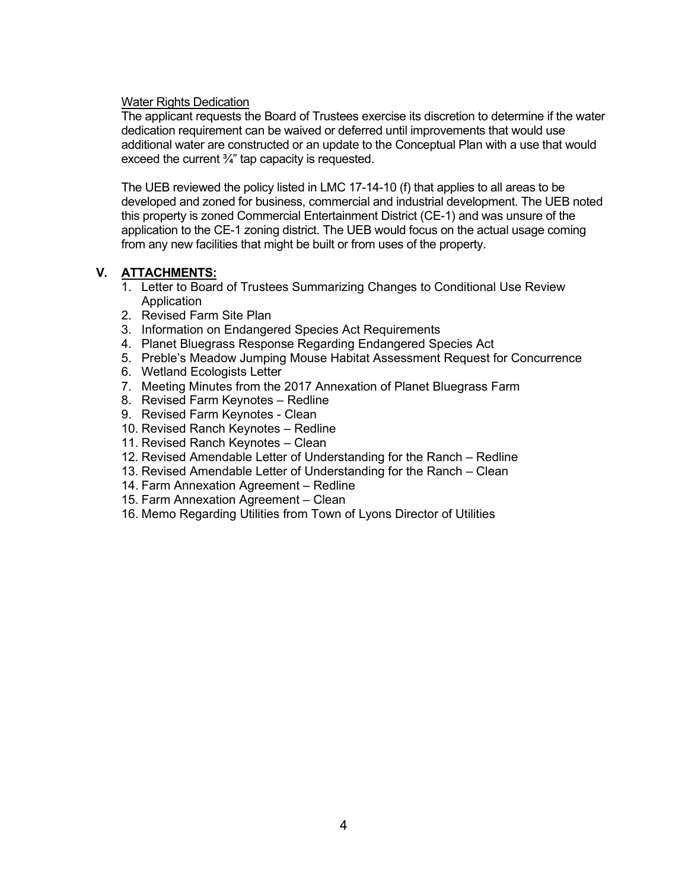Water Rights Dedication

The applicant requests the Board of Trustees exercise its discretion to determine if the water dedication requirement can be waived or deferred until improvements that would use additional water are constructed or an update to the Conceptual Plan with a use that would exceed the current ¾" tap capacity is requested.

The UEB reviewed the policy listed in LMC 17-14-10 (f) that applies to all areas to be developed and zoned for business, commercial and industrial development. The UEB noted this property is zoned Commercial Entertainment District (CE-1) and was unsure of the application to the CE-1 zoning district. The UEB would focus on the actual usage coming from any new facilities that might be built or from uses of the property.

## V. ATTACHMENTS:

1. Letter to Board of Trustees Summarizing Changes to Conditional Use Review Application
2. Revised Farm Site Plan
3. Information on Endangered Species Act Requirements
4. Planet Bluegrass Response Regarding Endangered Species Act
5. Preble's Meadow Jumping Mouse Habitat Assessment Request for Concurrence
6. Wetland Ecologists Letter
7. Meeting Minutes from the 2017 Annexation of Planet Bluegrass Farm
8. Revised Farm Keynotes – Redline
9. Revised Farm Keynotes - Clean
10. Revised Ranch Keynotes – Redline
11. Revised Ranch Keynotes – Clean
12. Revised Amendable Letter of Understanding for the Ranch – Redline
13. Revised Amendable Letter of Understanding for the Ranch – Clean
14. Farm Annexation Agreement – Redline
15. Farm Annexation Agreement – Clean
16. Memo Regarding Utilities from Town of Lyons Director of Utilities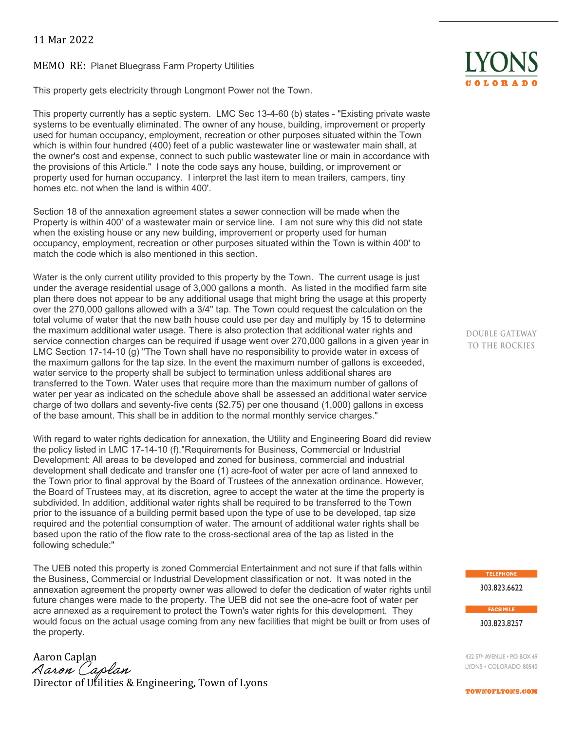11 Mar 2022

MEMO RE: Planet Bluegrass Farm Property Utilities

This property gets electricity through Longmont Power not the Town.

This property currently has a septic system. LMC Sec 13-4-60 (b) states - "Existing private waste systems to be eventually eliminated. The owner of any house, building, improvement or property used for human occupancy, employment, recreation or other purposes situated within the Town which is within four hundred (400) feet of a public wastewater line or wastewater main shall, at the owner's cost and expense, connect to such public wastewater line or main in accordance with the provisions of this Article." I note the code says any house, building, or improvement or property used for human occupancy. I interpret the last item to mean trailers, campers, tiny homes etc. not when the land is within 400'.

Section 18 of the annexation agreement states a sewer connection will be made when the Property is within 400' of a wastewater main or service line. I am not sure why this did not state when the existing house or any new building, improvement or property used for human occupancy, employment, recreation or other purposes situated within the Town is within 400' to match the code which is also mentioned in this section.

Water is the only current utility provided to this property by the Town. The current usage is just under the average residential usage of 3,000 gallons a month. As listed in the modified farm site plan there does not appear to be any additional usage that might bring the usage at this property over the 270,000 gallons allowed with a 3/4" tap. The Town could request the calculation on the total volume of water that the new bath house could use per day and multiply by 15 to determine the maximum additional water usage. There is also protection that additional water rights and service connection charges can be required if usage went over 270,000 gallons in a given year in LMC Section 17-14-10 (g) "The Town shall have no responsibility to provide water in excess of the maximum gallons for the tap size. In the event the maximum number of gallons is exceeded, water service to the property shall be subject to termination unless additional shares are transferred to the Town. Water uses that require more than the maximum number of gallons of water per year as indicated on the schedule above shall be assessed an additional water service charge of two dollars and seventy-five cents ($2.75) per one thousand (1,000) gallons in excess of the base amount. This shall be in addition to the normal monthly service charges."

With regard to water rights dedication for annexation, the Utility and Engineering Board did review the policy listed in LMC 17-14-10 (f)."Requirements for Business, Commercial or Industrial Development: All areas to be developed and zoned for business, commercial and industrial development shall dedicate and transfer one (1) acre-foot of water per acre of land annexed to the Town prior to final approval by the Board of Trustees of the annexation ordinance. However, the Board of Trustees may, at its discretion, agree to accept the water at the time the property is subdivided. In addition, additional water rights shall be required to be transferred to the Town prior to the issuance of a building permit based upon the type of use to be developed, tap size required and the potential consumption of water. The amount of additional water rights shall be based upon the ratio of the flow rate to the cross-sectional area of the tap as listed in the following schedule:"

The UEB noted this property is zoned Commercial Entertainment and not sure if that falls within the Business, Commercial or Industrial Development classification or not. It was noted in the annexation agreement the property owner was allowed to defer the dedication of water rights until future changes were made to the property. The UEB did not see the one-acre foot of water per acre annexed as a requirement to protect the Town's water rights for this development. They would focus on the actual usage coming from any new facilities that might be built or from uses of the property.

Aaron Caplan
*Aaron Caplan*
Director of Utilities & Engineering, Town of Lyons